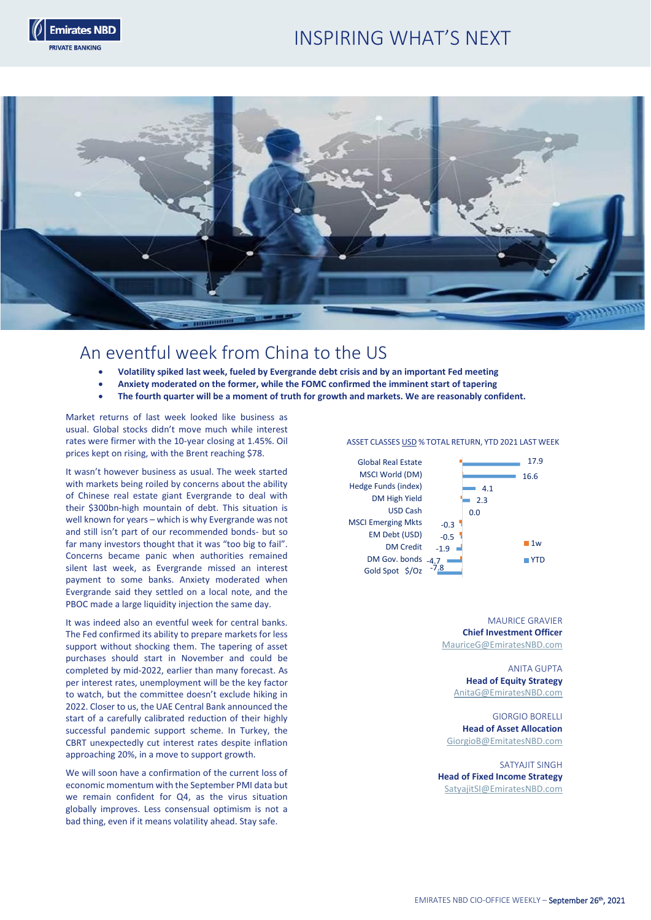# INSPIRING WHAT'S NEXT

## An eventful week from China to the US

- **Volatility spiked last week, fueled by Evergrande debt crisis and by an important Fed meeting**
- **Anxiety moderated on the former, while the FOMC confirmed the imminent start of tapering**
- **The fourth quarter will be a moment of truth for growth and markets. We are reasonably confident.**

Market returns of last week looked like business as usual. Global stocks didn't move much while interest rates were firmer with the 10-year closing at 1.45%. Oil prices kept on rising, with the Brent reaching $78.

It wasn't however business as usual. The week started with markets being roiled by concerns about the ability of Chinese real estate giant Evergrande to deal with their $300bn-high mountain of debt. This situation is well known for years – which is why Evergrande was not and still isn't part of our recommended bonds- but so far many investors thought that it was "too big to fail". Concerns became panic when authorities remained silent last week, as Evergrande missed an interest payment to some banks. Anxiety moderated when Evergrande said they settled on a local note, and the PBOC made a large liquidity injection the same day.

It was indeed also an eventful week for central banks. The Fed confirmed its ability to prepare markets for less support without shocking them. The tapering of asset purchases should start in November and could be completed by mid-2022, earlier than many forecast. As per interest rates, unemployment will be the key factor to watch, but the committee doesn't exclude hiking in 2022. Closer to us, the UAE Central Bank announced the start of a carefully calibrated reduction of their highly successful pandemic support scheme. In Turkey, the CBRT unexpectedly cut interest rates despite inflation approaching 20%, in a move to support growth.

We will soon have a confirmation of the current loss of economic momentum with the September PMI data but we remain confident for Q4, as the virus situation globally improves. Less consensual optimism is not a bad thing, even if it means volatility ahead. Stay safe.

ASSET CLASSES USD % TOTAL RETURN, YTD 2021 LAST WEEK

| Asset class | YTD |
|---|---|
| Global Real Estate | 17.9 |
| MSCI World (DM) | 16.6 |
| Hedge Funds (index) | 4.1 |
| DM High Yield | 2.3 |
| USD Cash | 0.0 |
| MSCI Emerging Mkts | -0.3 |
| EM Debt (USD) | -0.5 |
| DM Credit | -1.9 |
| DM Gov. bonds | -4.7 |
| Gold Spot $/Oz | -7.8 |

MAURICE GRAVIER
**Chief Investment Officer**
MauriceG@EmiratesNBD.com

ANITA GUPTA
**Head of Equity Strategy**
AnitaG@EmiratesNBD.com

GIORGIO BORELLI
**Head of Asset Allocation**
GiorgioB@EmitatesNBD.com

SATYAJIT SINGH
**Head of Fixed Income Strategy**
SatyajitSI@EmiratesNBD.com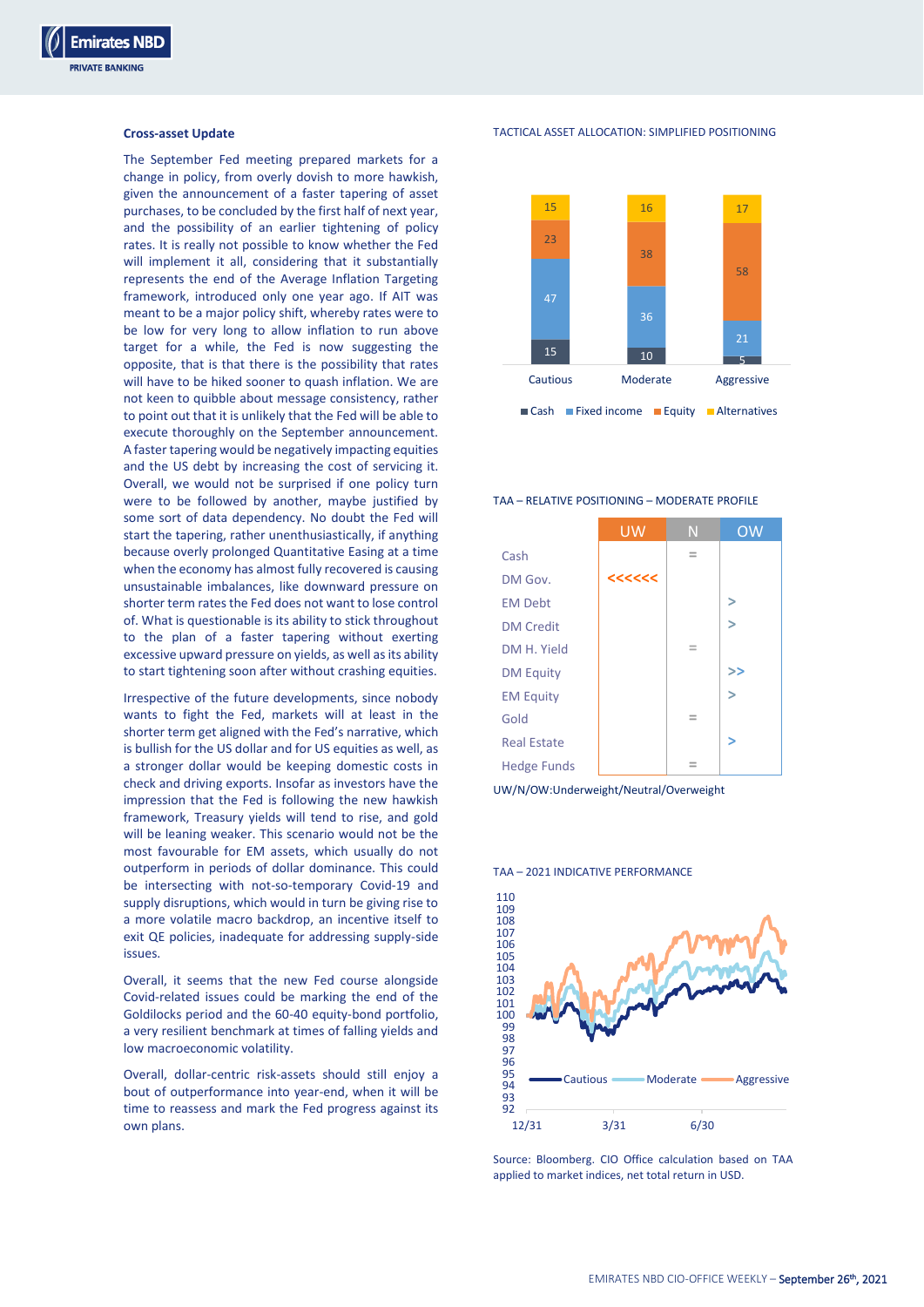## Cross-asset Update

The September Fed meeting prepared markets for a change in policy, from overly dovish to more hawkish, given the announcement of a faster tapering of asset purchases, to be concluded by the first half of next year, and the possibility of an earlier tightening of policy rates. It is really not possible to know whether the Fed will implement it all, considering that it substantially represents the end of the Average Inflation Targeting framework, introduced only one year ago. If AIT was meant to be a major policy shift, whereby rates were to be low for very long to allow inflation to run above target for a while, the Fed is now suggesting the opposite, that is that there is the possibility that rates will have to be hiked sooner to quash inflation. We are not keen to quibble about message consistency, rather to point out that it is unlikely that the Fed will be able to execute thoroughly on the September announcement. A faster tapering would be negatively impacting equities and the US debt by increasing the cost of servicing it. Overall, we would not be surprised if one policy turn were to be followed by another, maybe justified by some sort of data dependency. No doubt the Fed will start the tapering, rather unenthusiastically, if anything because overly prolonged Quantitative Easing at a time when the economy has almost fully recovered is causing unsustainable imbalances, like downward pressure on shorter term rates the Fed does not want to lose control of. What is questionable is its ability to stick throughout to the plan of a faster tapering without exerting excessive upward pressure on yields, as well as its ability to start tightening soon after without crashing equities.

Irrespective of the future developments, since nobody wants to fight the Fed, markets will at least in the shorter term get aligned with the Fed's narrative, which is bullish for the US dollar and for US equities as well, as a stronger dollar would be keeping domestic costs in check and driving exports. Insofar as investors have the impression that the Fed is following the new hawkish framework, Treasury yields will tend to rise, and gold will be leaning weaker. This scenario would not be the most favourable for EM assets, which usually do not outperform in periods of dollar dominance. This could be intersecting with not-so-temporary Covid-19 and supply disruptions, which would in turn be giving rise to a more volatile macro backdrop, an incentive itself to exit QE policies, inadequate for addressing supply-side issues.

Overall, it seems that the new Fed course alongside Covid-related issues could be marking the end of the Goldilocks period and the 60-40 equity-bond portfolio, a very resilient benchmark at times of falling yields and low macroeconomic volatility.

Overall, dollar-centric risk-assets should still enjoy a bout of outperformance into year-end, when it will be time to reassess and mark the Fed progress against its own plans.

TACTICAL ASSET ALLOCATION: SIMPLIFIED POSITIONING

| | Cautious | Moderate | Aggressive |
|---|---|---|---|
| Cash | 15 | 10 | 5 |
| Fixed income | 47 | 36 | 21 |
| Equity | 23 | 38 | 58 |
| Alternatives | 15 | 16 | 17 |

TAA – RELATIVE POSITIONING – MODERATE PROFILE

| | UW | N | OW |
|---|---|---|---|
| Cash | | = | |
| DM Gov. | <<<<<< | | |
| EM Debt | | | > |
| DM Credit | | | > |
| DM H. Yield | | = | |
| DM Equity | | | >> |
| EM Equity | | | > |
| Gold | | = | |
| Real Estate | | | > |
| Hedge Funds | | = | |

UW/N/OW:Underweight/Neutral/Overweight

TAA – 2021 INDICATIVE PERFORMANCE

Source: Bloomberg. CIO Office calculation based on TAA applied to market indices, net total return in USD.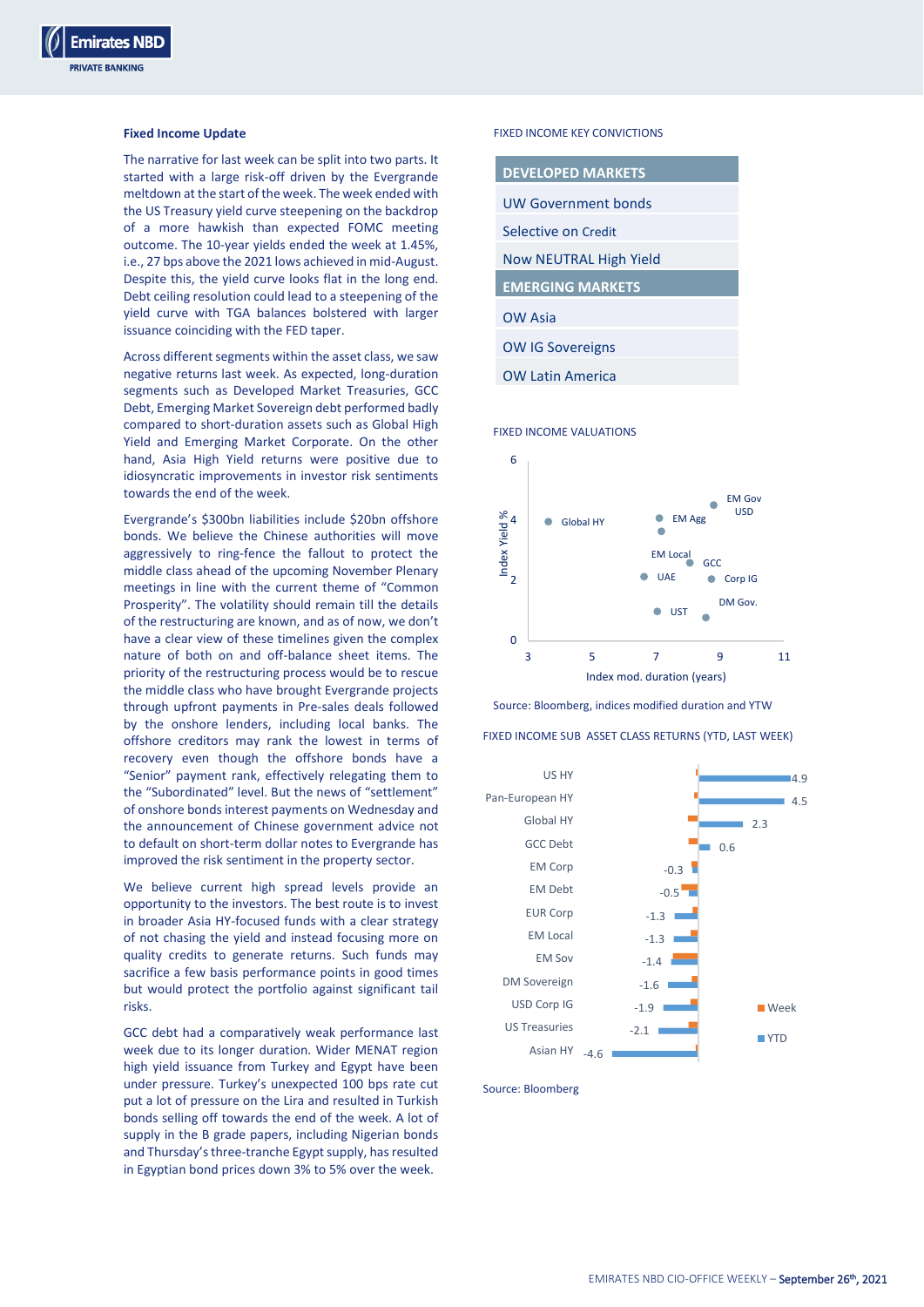### Fixed Income Update

The narrative for last week can be split into two parts. It started with a large risk-off driven by the Evergrande meltdown at the start of the week. The week ended with the US Treasury yield curve steepening on the backdrop of a more hawkish than expected FOMC meeting outcome. The 10-year yields ended the week at 1.45%, i.e., 27 bps above the 2021 lows achieved in mid-August. Despite this, the yield curve looks flat in the long end. Debt ceiling resolution could lead to a steepening of the yield curve with TGA balances bolstered with larger issuance coinciding with the FED taper.

Across different segments within the asset class, we saw negative returns last week. As expected, long-duration segments such as Developed Market Treasuries, GCC Debt, Emerging Market Sovereign debt performed badly compared to short-duration assets such as Global High Yield and Emerging Market Corporate. On the other hand, Asia High Yield returns were positive due to idiosyncratic improvements in investor risk sentiments towards the end of the week.

Evergrande's $300bn liabilities include $20bn offshore bonds. We believe the Chinese authorities will move aggressively to ring-fence the fallout to protect the middle class ahead of the upcoming November Plenary meetings in line with the current theme of "Common Prosperity". The volatility should remain till the details of the restructuring are known, and as of now, we don't have a clear view of these timelines given the complex nature of both on and off-balance sheet items. The priority of the restructuring process would be to rescue the middle class who have brought Evergrande projects through upfront payments in Pre-sales deals followed by the onshore lenders, including local banks. The offshore creditors may rank the lowest in terms of recovery even though the offshore bonds have a "Senior" payment rank, effectively relegating them to the "Subordinated" level. But the news of "settlement" of onshore bonds interest payments on Wednesday and the announcement of Chinese government advice not to default on short-term dollar notes to Evergrande has improved the risk sentiment in the property sector.

We believe current high spread levels provide an opportunity to the investors. The best route is to invest in broader Asia HY-focused funds with a clear strategy of not chasing the yield and instead focusing more on quality credits to generate returns. Such funds may sacrifice a few basis performance points in good times but would protect the portfolio against significant tail risks.

GCC debt had a comparatively weak performance last week due to its longer duration. Wider MENAT region high yield issuance from Turkey and Egypt have been under pressure. Turkey's unexpected 100 bps rate cut put a lot of pressure on the Lira and resulted in Turkish bonds selling off towards the end of the week. A lot of supply in the B grade papers, including Nigerian bonds and Thursday's three-tranche Egypt supply, has resulted in Egyptian bond prices down 3% to 5% over the week.

FIXED INCOME KEY CONVICTIONS

| DEVELOPED MARKETS |
|---|
| UW Government bonds |
| Selective on Credit |
| Now NEUTRAL High Yield |
| **EMERGING MARKETS** |
| OW Asia |
| OW IG Sovereigns |
| OW Latin America |

FIXED INCOME VALUATIONS

Chart: Index Yield % (y-axis, 0–6) vs Index mod. duration (years) (x-axis, 3–11). Points labelled: Global HY, EM Agg, EM Gov USD, EM Local, GCC, UAE, Corp IG, DM Gov., UST.

Source: Bloomberg, indices modified duration and YTW

FIXED INCOME SUB ASSET CLASS RETURNS (YTD, LAST WEEK)

| Sub asset class | YTD (%) |
|---|---|
| US HY | 4.9 |
| Pan-European HY | 4.5 |
| Global HY | 2.3 |
| GCC Debt | 0.6 |
| EM Corp | -0.3 |
| EM Debt | -0.5 |
| EUR Corp | -1.3 |
| EM Local | -1.3 |
| EM Sov | -1.4 |
| DM Sovereign | -1.6 |
| USD Corp IG | -1.9 |
| US Treasuries | -2.1 |
| Asian HY | -4.6 |

Legend: Week, YTD

Source: Bloomberg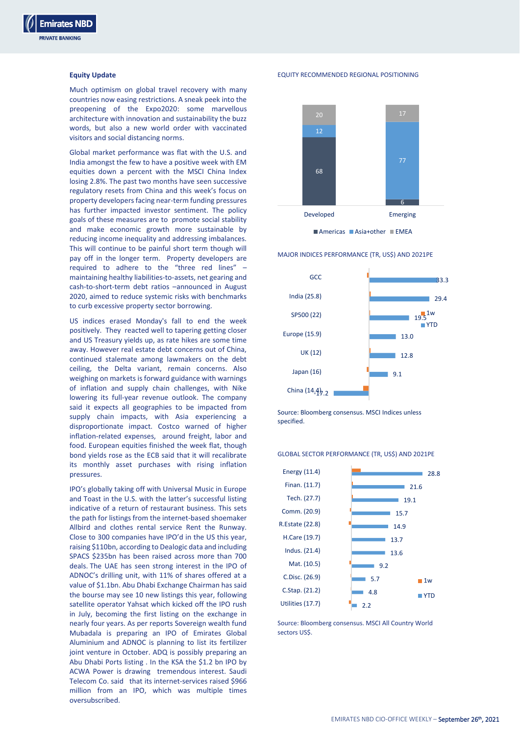## Equity Update

Much optimism on global travel recovery with many countries now easing restrictions. A sneak peek into the preopening of the Expo2020: some marvellous architecture with innovation and sustainability the buzz words, but also a new world order with vaccinated visitors and social distancing norms.

Global market performance was flat with the U.S. and India amongst the few to have a positive week with EM equities down a percent with the MSCI China Index losing 2.8%. The past two months have seen successive regulatory resets from China and this week's focus on property developers facing near-term funding pressures has further impacted investor sentiment. The policy goals of these measures are to promote social stability and make economic growth more sustainable by reducing income inequality and addressing imbalances. This will continue to be painful short term though will pay off in the longer term. Property developers are required to adhere to the "three red lines" – maintaining healthy liabilities-to-assets, net gearing and cash-to-short-term debt ratios –announced in August 2020, aimed to reduce systemic risks with benchmarks to curb excessive property sector borrowing.

US indices erased Monday's fall to end the week positively. They reacted well to tapering getting closer and US Treasury yields up, as rate hikes are some time away. However real estate debt concerns out of China, continued stalemate among lawmakers on the debt ceiling, the Delta variant, remain concerns. Also weighing on markets is forward guidance with warnings of inflation and supply chain challenges, with Nike lowering its full-year revenue outlook. The company said it expects all geographies to be impacted from supply chain impacts, with Asia experiencing a disproportionate impact. Costco warned of higher inflation-related expenses, around freight, labor and food. European equities finished the week flat, though bond yields rose as the ECB said that it will recalibrate its monthly asset purchases with rising inflation pressures.

IPO's globally taking off with Universal Music in Europe and Toast in the U.S. with the latter's successful listing indicative of a return of restaurant business. This sets the path for listings from the internet-based shoemaker Allbird and clothes rental service Rent the Runway. Close to 300 companies have IPO'd in the US this year, raising $110bn, according to Dealogic data and including SPACS $235bn has been raised across more than 700 deals. The UAE has seen strong interest in the IPO of ADNOC's drilling unit, with 11% of shares offered at a value of $1.1bn. Abu Dhabi Exchange Chairman has said the bourse may see 10 new listings this year, following satellite operator Yahsat which kicked off the IPO rush in July, becoming the first listing on the exchange in nearly four years. As per reports Sovereign wealth fund Mubadala is preparing an IPO of Emirates Global Aluminium and ADNOC is planning to list its fertilizer joint venture in October. ADQ is possibly preparing an Abu Dhabi Ports listing . In the KSA the $1.2 bn IPO by ACWA Power is drawing tremendous interest. Saudi Telecom Co. said that its internet-services raised $966 million from an IPO, which was multiple times oversubscribed.

EQUITY RECOMMENDED REGIONAL POSITIONING

| | Developed | Emerging |
|---|---|---|
| Americas | 68 | 6 |
| Asia+other | 12 | 77 |
| EMEA | 20 | 17 |

MAJOR INDICES PERFORMANCE (TR, US$) AND 2021PE

| Index (2021PE) | YTD |
|---|---|
| GCC | 33.3 |
| India (25.8) | 29.4 |
| SP500 (22) | 19.5 |
| Europe (15.9) | 13.0 |
| UK (12) | 12.8 |
| Japan (16) | 9.1 |
| China (14.4) | -17.2 |

Source: Bloomberg consensus. MSCI Indices unless specified.

GLOBAL SECTOR PERFORMANCE (TR, US$) AND 2021PE

| Sector (2021PE) | YTD |
|---|---|
| Energy (11.4) | 28.8 |
| Finan. (11.7) | 21.6 |
| Tech. (27.7) | 19.1 |
| Comm. (20.9) | 15.7 |
| R.Estate (22.8) | 14.9 |
| H.Care (19.7) | 13.7 |
| Indus. (21.4) | 13.6 |
| Mat. (10.5) | 9.2 |
| C.Disc. (26.9) | 5.7 |
| C.Stap. (21.2) | 4.8 |
| Utilities (17.7) | 2.2 |

Source: Bloomberg consensus. MSCI All Country World sectors US$.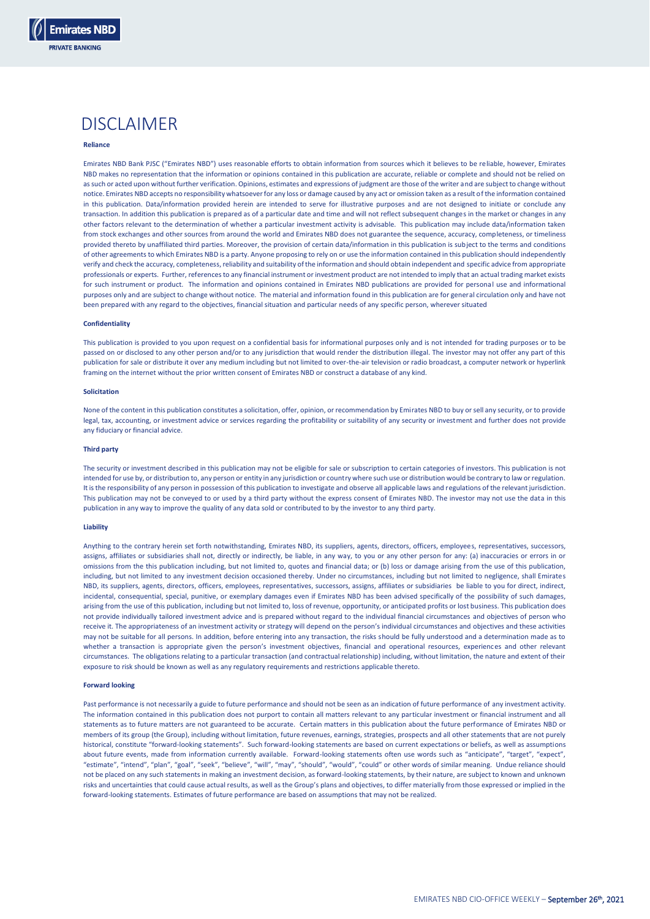# DISCLAIMER

**Reliance**

Emirates NBD Bank PJSC ("Emirates NBD") uses reasonable efforts to obtain information from sources which it believes to be reliable, however, Emirates NBD makes no representation that the information or opinions contained in this publication are accurate, reliable or complete and should not be relied on as such or acted upon without further verification. Opinions, estimates and expressions of judgment are those of the writer and are subject to change without notice. Emirates NBD accepts no responsibility whatsoever for any loss or damage caused by any act or omission taken as a result of the information contained in this publication. Data/information provided herein are intended to serve for illustrative purposes and are not designed to initiate or conclude any transaction. In addition this publication is prepared as of a particular date and time and will not reflect subsequent changes in the market or changes in any other factors relevant to the determination of whether a particular investment activity is advisable. This publication may include data/information taken from stock exchanges and other sources from around the world and Emirates NBD does not guarantee the sequence, accuracy, completeness, or timeliness provided thereto by unaffiliated third parties. Moreover, the provision of certain data/information in this publication is subject to the terms and conditions of other agreements to which Emirates NBD is a party. Anyone proposing to rely on or use the information contained in this publication should independently verify and check the accuracy, completeness, reliability and suitability of the information and should obtain independent and specific advice from appropriate professionals or experts. Further, references to any financial instrument or investment product are not intended to imply that an actual trading market exists for such instrument or product. The information and opinions contained in Emirates NBD publications are provided for personal use and informational purposes only and are subject to change without notice. The material and information found in this publication are for general circulation only and have not been prepared with any regard to the objectives, financial situation and particular needs of any specific person, wherever situated

**Confidentiality**

This publication is provided to you upon request on a confidential basis for informational purposes only and is not intended for trading purposes or to be passed on or disclosed to any other person and/or to any jurisdiction that would render the distribution illegal. The investor may not offer any part of this publication for sale or distribute it over any medium including but not limited to over-the-air television or radio broadcast, a computer network or hyperlink framing on the internet without the prior written consent of Emirates NBD or construct a database of any kind.

**Solicitation**

None of the content in this publication constitutes a solicitation, offer, opinion, or recommendation by Emirates NBD to buy or sell any security, or to provide legal, tax, accounting, or investment advice or services regarding the profitability or suitability of any security or investment and further does not provide any fiduciary or financial advice.

**Third party**

The security or investment described in this publication may not be eligible for sale or subscription to certain categories of investors. This publication is not intended for use by, or distribution to, any person or entity in any jurisdiction or country where such use or distribution would be contrary to law or regulation. It is the responsibility of any person in possession of this publication to investigate and observe all applicable laws and regulations of the relevant jurisdiction. This publication may not be conveyed to or used by a third party without the express consent of Emirates NBD. The investor may not use the data in this publication in any way to improve the quality of any data sold or contributed to by the investor to any third party.

**Liability**

Anything to the contrary herein set forth notwithstanding, Emirates NBD, its suppliers, agents, directors, officers, employees, representatives, successors, assigns, affiliates or subsidiaries shall not, directly or indirectly, be liable, in any way, to you or any other person for any: (a) inaccuracies or errors in or omissions from the this publication including, but not limited to, quotes and financial data; or (b) loss or damage arising from the use of this publication, including, but not limited to any investment decision occasioned thereby. Under no circumstances, including but not limited to negligence, shall Emirates NBD, its suppliers, agents, directors, officers, employees, representatives, successors, assigns, affiliates or subsidiaries be liable to you for direct, indirect, incidental, consequential, special, punitive, or exemplary damages even if Emirates NBD has been advised specifically of the possibility of such damages, arising from the use of this publication, including but not limited to, loss of revenue, opportunity, or anticipated profits or lost business. This publication does not provide individually tailored investment advice and is prepared without regard to the individual financial circumstances and objectives of person who receive it. The appropriateness of an investment activity or strategy will depend on the person's individual circumstances and objectives and these activities may not be suitable for all persons. In addition, before entering into any transaction, the risks should be fully understood and a determination made as to whether a transaction is appropriate given the person's investment objectives, financial and operational resources, experiences and other relevant circumstances. The obligations relating to a particular transaction (and contractual relationship) including, without limitation, the nature and extent of their exposure to risk should be known as well as any regulatory requirements and restrictions applicable thereto.

**Forward looking**

Past performance is not necessarily a guide to future performance and should not be seen as an indication of future performance of any investment activity. The information contained in this publication does not purport to contain all matters relevant to any particular investment or financial instrument and all statements as to future matters are not guaranteed to be accurate. Certain matters in this publication about the future performance of Emirates NBD or members of its group (the Group), including without limitation, future revenues, earnings, strategies, prospects and all other statements that are not purely historical, constitute "forward-looking statements". Such forward-looking statements are based on current expectations or beliefs, as well as assumptions about future events, made from information currently available. Forward-looking statements often use words such as "anticipate", "target", "expect", "estimate", "intend", "plan", "goal", "seek", "believe", "will", "may", "should", "would", "could" or other words of similar meaning. Undue reliance should not be placed on any such statements in making an investment decision, as forward-looking statements, by their nature, are subject to known and unknown risks and uncertainties that could cause actual results, as well as the Group's plans and objectives, to differ materially from those expressed or implied in the forward-looking statements. Estimates of future performance are based on assumptions that may not be realized.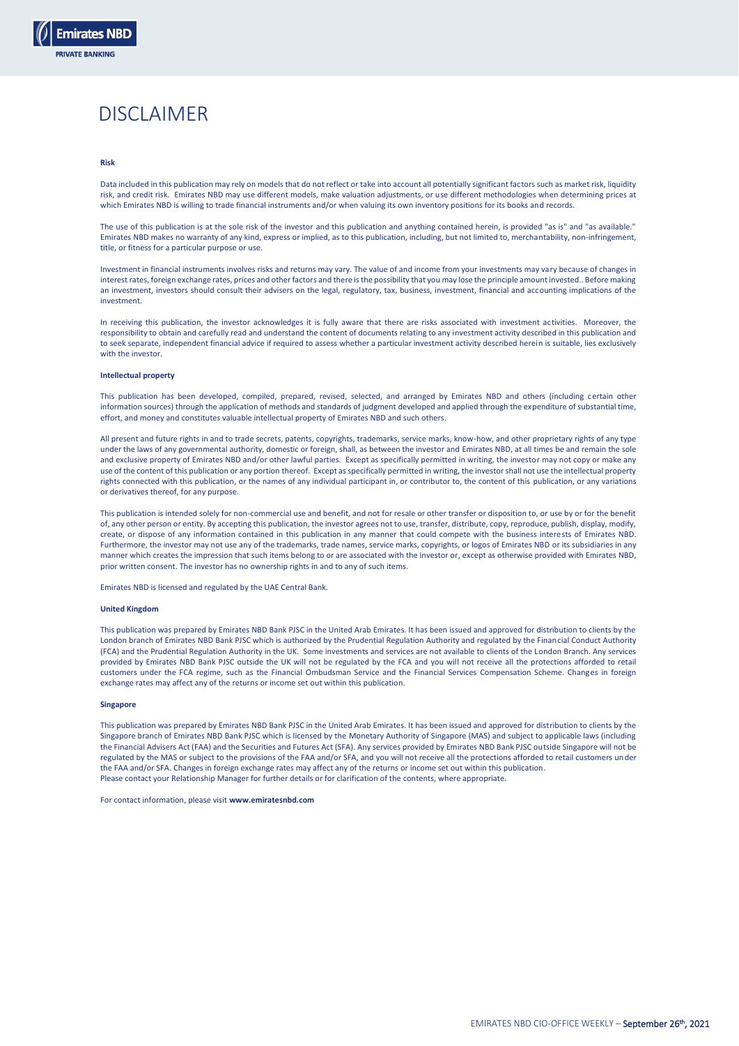# DISCLAIMER

**Risk**

Data included in this publication may rely on models that do not reflect or take into account all potentially significant factors such as market risk, liquidity risk, and credit risk. Emirates NBD may use different models, make valuation adjustments, or use different methodologies when determining prices at which Emirates NBD is willing to trade financial instruments and/or when valuing its own inventory positions for its books and records.

The use of this publication is at the sole risk of the investor and this publication and anything contained herein, is provided "as is" and "as available." Emirates NBD makes no warranty of any kind, express or implied, as to this publication, including, but not limited to, merchantability, non-infringement, title, or fitness for a particular purpose or use.

Investment in financial instruments involves risks and returns may vary. The value of and income from your investments may vary because of changes in interest rates, foreign exchange rates, prices and other factors and there is the possibility that you may lose the principle amount invested.. Before making an investment, investors should consult their advisers on the legal, regulatory, tax, business, investment, financial and accounting implications of the investment.

In receiving this publication, the investor acknowledges it is fully aware that there are risks associated with investment activities. Moreover, the responsibility to obtain and carefully read and understand the content of documents relating to any investment activity described in this publication and to seek separate, independent financial advice if required to assess whether a particular investment activity described herein is suitable, lies exclusively with the investor.

**Intellectual property**

This publication has been developed, compiled, prepared, revised, selected, and arranged by Emirates NBD and others (including certain other information sources) through the application of methods and standards of judgment developed and applied through the expenditure of substantial time, effort, and money and constitutes valuable intellectual property of Emirates NBD and such others.

All present and future rights in and to trade secrets, patents, copyrights, trademarks, service marks, know-how, and other proprietary rights of any type under the laws of any governmental authority, domestic or foreign, shall, as between the investor and Emirates NBD, at all times be and remain the sole and exclusive property of Emirates NBD and/or other lawful parties. Except as specifically permitted in writing, the investor may not copy or make any use of the content of this publication or any portion thereof. Except as specifically permitted in writing, the investor shall not use the intellectual property rights connected with this publication, or the names of any individual participant in, or contributor to, the content of this publication, or any variations or derivatives thereof, for any purpose.

This publication is intended solely for non-commercial use and benefit, and not for resale or other transfer or disposition to, or use by or for the benefit of, any other person or entity. By accepting this publication, the investor agrees not to use, transfer, distribute, copy, reproduce, publish, display, modify, create, or dispose of any information contained in this publication in any manner that could compete with the business interests of Emirates NBD. Furthermore, the investor may not use any of the trademarks, trade names, service marks, copyrights, or logos of Emirates NBD or its subsidiaries in any manner which creates the impression that such items belong to or are associated with the investor or, except as otherwise provided with Emirates NBD, prior written consent. The investor has no ownership rights in and to any of such items.

Emirates NBD is licensed and regulated by the UAE Central Bank.

**United Kingdom**

This publication was prepared by Emirates NBD Bank PJSC in the United Arab Emirates. It has been issued and approved for distribution to clients by the London branch of Emirates NBD Bank PJSC which is authorized by the Prudential Regulation Authority and regulated by the Financial Conduct Authority (FCA) and the Prudential Regulation Authority in the UK. Some investments and services are not available to clients of the London Branch. Any services provided by Emirates NBD Bank PJSC outside the UK will not be regulated by the FCA and you will not receive all the protections afforded to retail customers under the FCA regime, such as the Financial Ombudsman Service and the Financial Services Compensation Scheme. Changes in foreign exchange rates may affect any of the returns or income set out within this publication.

**Singapore**

This publication was prepared by Emirates NBD Bank PJSC in the United Arab Emirates. It has been issued and approved for distribution to clients by the Singapore branch of Emirates NBD Bank PJSC which is licensed by the Monetary Authority of Singapore (MAS) and subject to applicable laws (including the Financial Advisers Act (FAA) and the Securities and Futures Act (SFA). Any services provided by Emirates NBD Bank PJSC outside Singapore will not be regulated by the MAS or subject to the provisions of the FAA and/or SFA, and you will not receive all the protections afforded to retail customers under the FAA and/or SFA. Changes in foreign exchange rates may affect any of the returns or income set out within this publication.
Please contact your Relationship Manager for further details or for clarification of the contents, where appropriate.

For contact information, please visit **www.emiratesnbd.com**